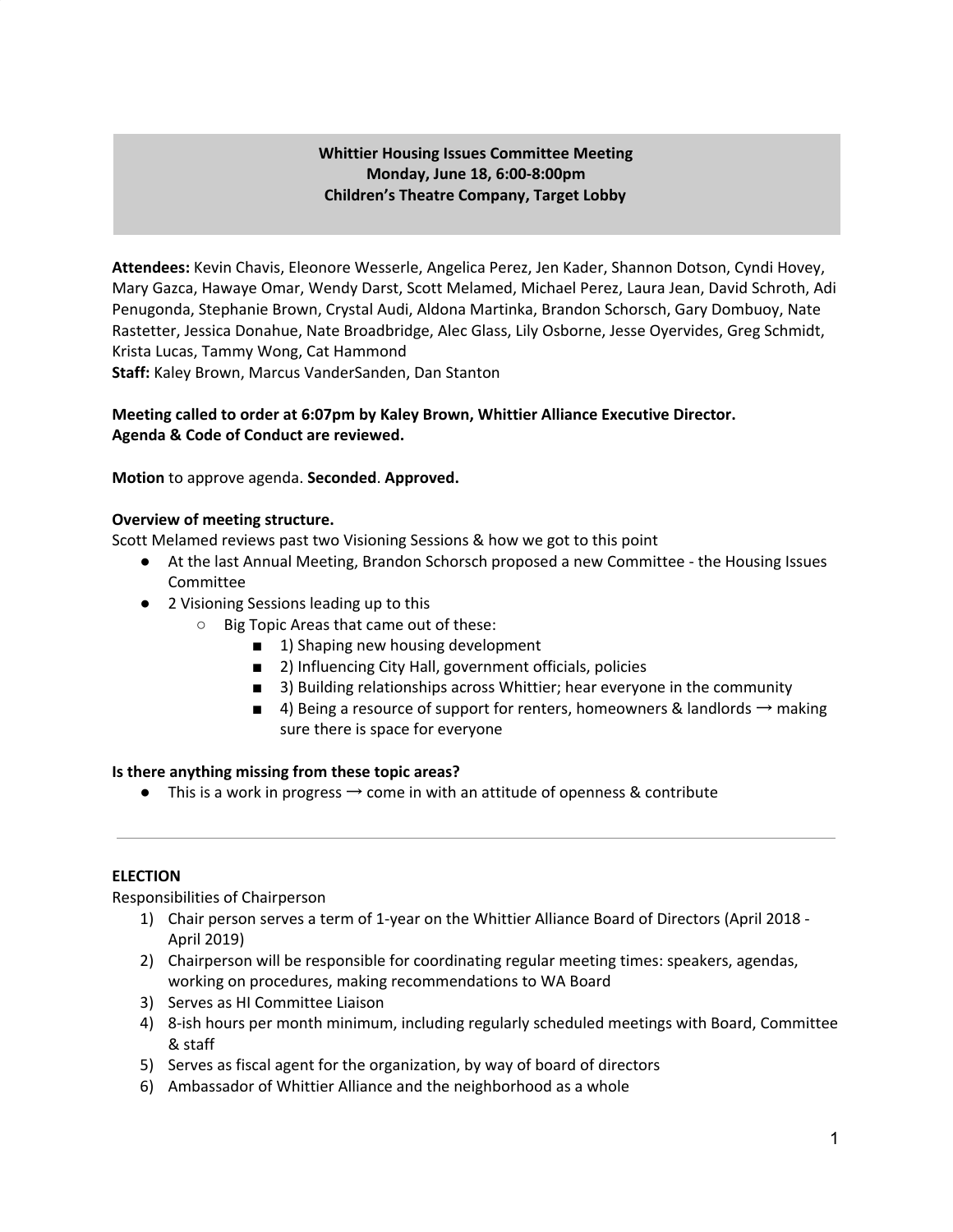**Whittier Housing Issues Committee Meeting**
**Monday, June 18, 6:00-8:00pm**
**Children's Theatre Company, Target Lobby**

**Attendees:** Kevin Chavis, Eleonore Wesserle, Angelica Perez, Jen Kader, Shannon Dotson, Cyndi Hovey, Mary Gazca, Hawaye Omar, Wendy Darst, Scott Melamed, Michael Perez, Laura Jean, David Schroth, Adi Penugonda, Stephanie Brown, Crystal Audi, Aldona Martinka, Brandon Schorsch, Gary Dombuoy, Nate Rastetter, Jessica Donahue, Nate Broadbridge, Alec Glass, Lily Osborne, Jesse Oyervides, Greg Schmidt, Krista Lucas, Tammy Wong, Cat Hammond
**Staff:** Kaley Brown, Marcus VanderSanden, Dan Stanton

**Meeting called to order at 6:07pm by Kaley Brown, Whittier Alliance Executive Director.**
**Agenda & Code of Conduct are reviewed.**

**Motion** to approve agenda. **Seconded**. **Approved.**

**Overview of meeting structure.**
Scott Melamed reviews past two Visioning Sessions & how we got to this point

- At the last Annual Meeting, Brandon Schorsch proposed a new Committee - the Housing Issues Committee
- 2 Visioning Sessions leading up to this
  - Big Topic Areas that came out of these:
    - 1) Shaping new housing development
    - 2) Influencing City Hall, government officials, policies
    - 3) Building relationships across Whittier; hear everyone in the community
    - 4) Being a resource of support for renters, homeowners & landlords → making sure there is space for everyone

**Is there anything missing from these topic areas?**

- This is a work in progress → come in with an attitude of openness & contribute

---

**ELECTION**
Responsibilities of Chairperson

1) Chair person serves a term of 1-year on the Whittier Alliance Board of Directors (April 2018 - April 2019)
2) Chairperson will be responsible for coordinating regular meeting times: speakers, agendas, working on procedures, making recommendations to WA Board
3) Serves as HI Committee Liaison
4) 8-ish hours per month minimum, including regularly scheduled meetings with Board, Committee & staff
5) Serves as fiscal agent for the organization, by way of board of directors
6) Ambassador of Whittier Alliance and the neighborhood as a whole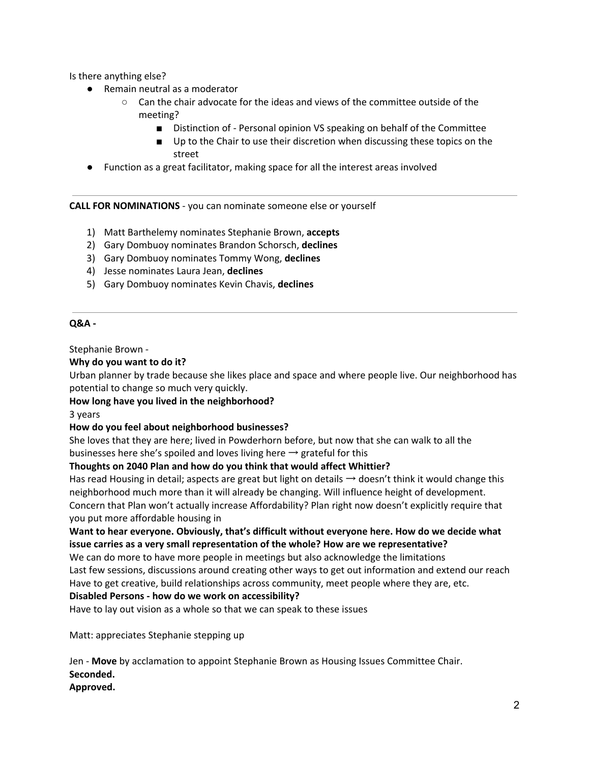Is there anything else?

- Remain neutral as a moderator
    - Can the chair advocate for the ideas and views of the committee outside of the meeting?
        - Distinction of - Personal opinion VS speaking on behalf of the Committee
        - Up to the Chair to use their discretion when discussing these topics on the street
- Function as a great facilitator, making space for all the interest areas involved

---

**CALL FOR NOMINATIONS** - you can nominate someone else or yourself

1) Matt Barthelemy nominates Stephanie Brown, **accepts**
2) Gary Dombuoy nominates Brandon Schorsch, **declines**
3) Gary Dombuoy nominates Tommy Wong, **declines**
4) Jesse nominates Laura Jean, **declines**
5) Gary Dombuoy nominates Kevin Chavis, **declines**

---

**Q&A -**

Stephanie Brown -

**Why do you want to do it?**

Urban planner by trade because she likes place and space and where people live. Our neighborhood has potential to change so much very quickly.

**How long have you lived in the neighborhood?**

3 years

**How do you feel about neighborhood businesses?**

She loves that they are here; lived in Powderhorn before, but now that she can walk to all the businesses here she's spoiled and loves living here → grateful for this

**Thoughts on 2040 Plan and how do you think that would affect Whittier?**

Has read Housing in detail; aspects are great but light on details → doesn't think it would change this neighborhood much more than it will already be changing. Will influence height of development. Concern that Plan won't actually increase Affordability? Plan right now doesn't explicitly require that you put more affordable housing in

**Want to hear everyone. Obviously, that's difficult without everyone here. How do we decide what issue carries as a very small representation of the whole? How are we representative?**

We can do more to have more people in meetings but also acknowledge the limitations

Last few sessions, discussions around creating other ways to get out information and extend our reach

Have to get creative, build relationships across community, meet people where they are, etc.

**Disabled Persons - how do we work on accessibility?**

Have to lay out vision as a whole so that we can speak to these issues

Matt: appreciates Stephanie stepping up

Jen - **Move** by acclamation to appoint Stephanie Brown as Housing Issues Committee Chair.
**Seconded.**
**Approved.**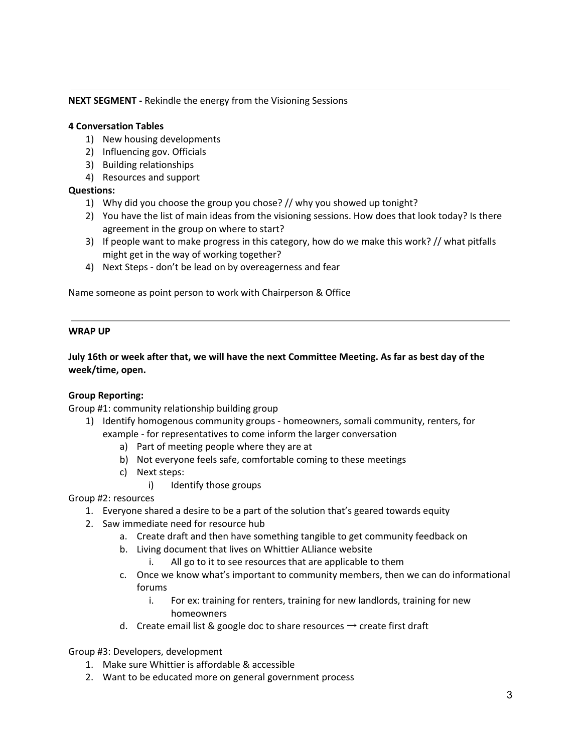---

**NEXT SEGMENT -** Rekindle the energy from the Visioning Sessions

**4 Conversation Tables**

1) New housing developments
2) Influencing gov. Officials
3) Building relationships
4) Resources and support

**Questions:**

1) Why did you choose the group you chose? // why you showed up tonight?
2) You have the list of main ideas from the visioning sessions. How does that look today? Is there agreement in the group on where to start?
3) If people want to make progress in this category, how do we make this work? // what pitfalls might get in the way of working together?
4) Next Steps - don't be lead on by overeagerness and fear

Name someone as point person to work with Chairperson & Office

---

**WRAP UP**

**July 16th or week after that, we will have the next Committee Meeting. As far as best day of the week/time, open.**

**Group Reporting:**

Group #1: community relationship building group

1) Identify homogenous community groups - homeowners, somali community, renters, for example - for representatives to come inform the larger conversation
    a) Part of meeting people where they are at
    b) Not everyone feels safe, comfortable coming to these meetings
    c) Next steps:
        i) Identify those groups

Group #2: resources

1. Everyone shared a desire to be a part of the solution that's geared towards equity
2. Saw immediate need for resource hub
    a. Create draft and then have something tangible to get community feedback on
    b. Living document that lives on Whittier ALliance website
        i. All go to it to see resources that are applicable to them
    c. Once we know what's important to community members, then we can do informational forums
        i. For ex: training for renters, training for new landlords, training for new homeowners
    d. Create email list & google doc to share resources → create first draft

Group #3: Developers, development

1. Make sure Whittier is affordable & accessible
2. Want to be educated more on general government process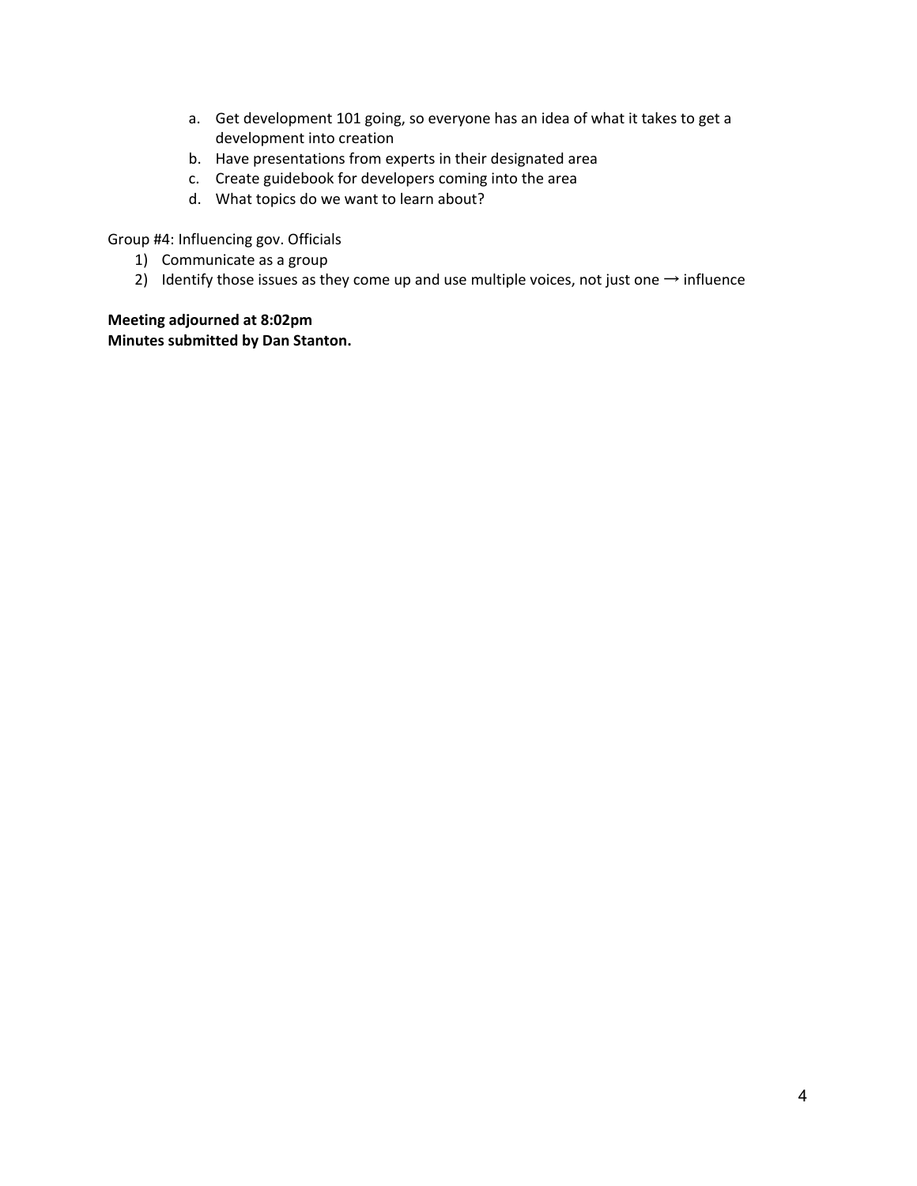a. Get development 101 going, so everyone has an idea of what it takes to get a development into creation
   b. Have presentations from experts in their designated area
   c. Create guidebook for developers coming into the area
   d. What topics do we want to learn about?

Group #4: Influencing gov. Officials

1) Communicate as a group
2) Identify those issues as they come up and use multiple voices, not just one → influence

**Meeting adjourned at 8:02pm**
**Minutes submitted by Dan Stanton.**